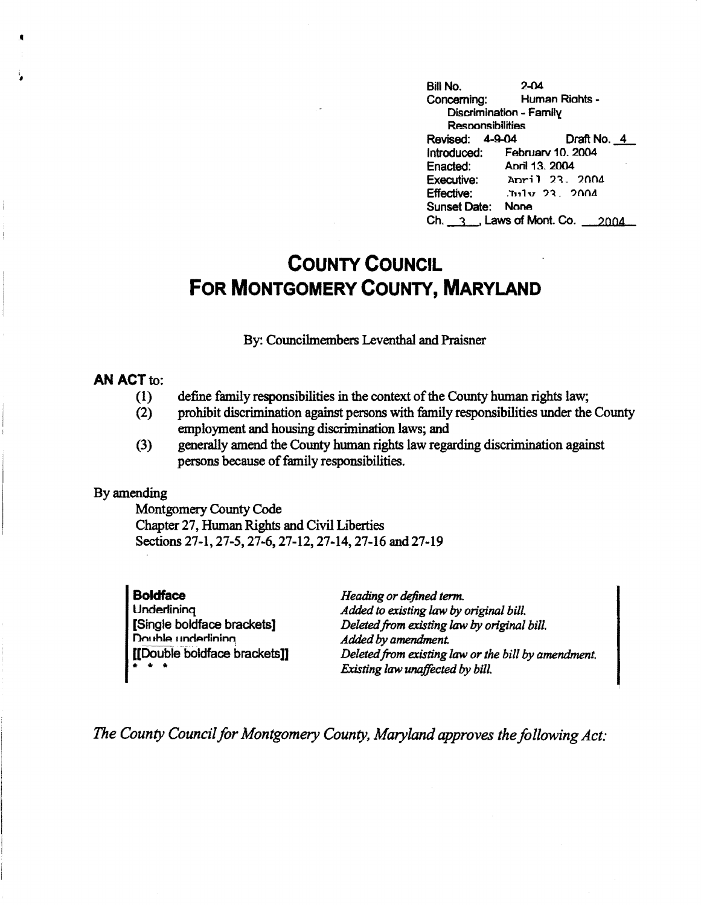Bill No. 2-04
Concerning: Human Rights - Discrimination - Family Responsibilities
Revised: 4-9-04 Draft No. 4
Introduced: February 10, 2004
Enacted: April 13, 2004
Executive: April 23, 2004
Effective: July 23, 2004
Sunset Date: None
Ch. 3, Laws of Mont. Co. 2004

# COUNTY COUNCIL FOR MONTGOMERY COUNTY, MARYLAND

By: Councilmembers Leventhal and Praisner

**AN ACT** to:

(1) define family responsibilities in the context of the County human rights law;
(2) prohibit discrimination against persons with family responsibilities under the County employment and housing discrimination laws; and
(3) generally amend the County human rights law regarding discrimination against persons because of family responsibilities.

By amending

Montgomery County Code
Chapter 27, Human Rights and Civil Liberties
Sections 27-1, 27-5, 27-6, 27-12, 27-14, 27-16 and 27-19

| | |
|---|---|
| **Boldface** | *Heading or defined term.* |
| Underlining | *Added to existing law by original bill.* |
| **[Single boldface brackets]** | *Deleted from existing law by original bill.* |
| Double underlining | *Added by amendment.* |
| **[[Double boldface brackets]]** | *Deleted from existing law or the bill by amendment.* |
| * * * | *Existing law unaffected by bill.* |

*The County Council for Montgomery County, Maryland approves the following Act:*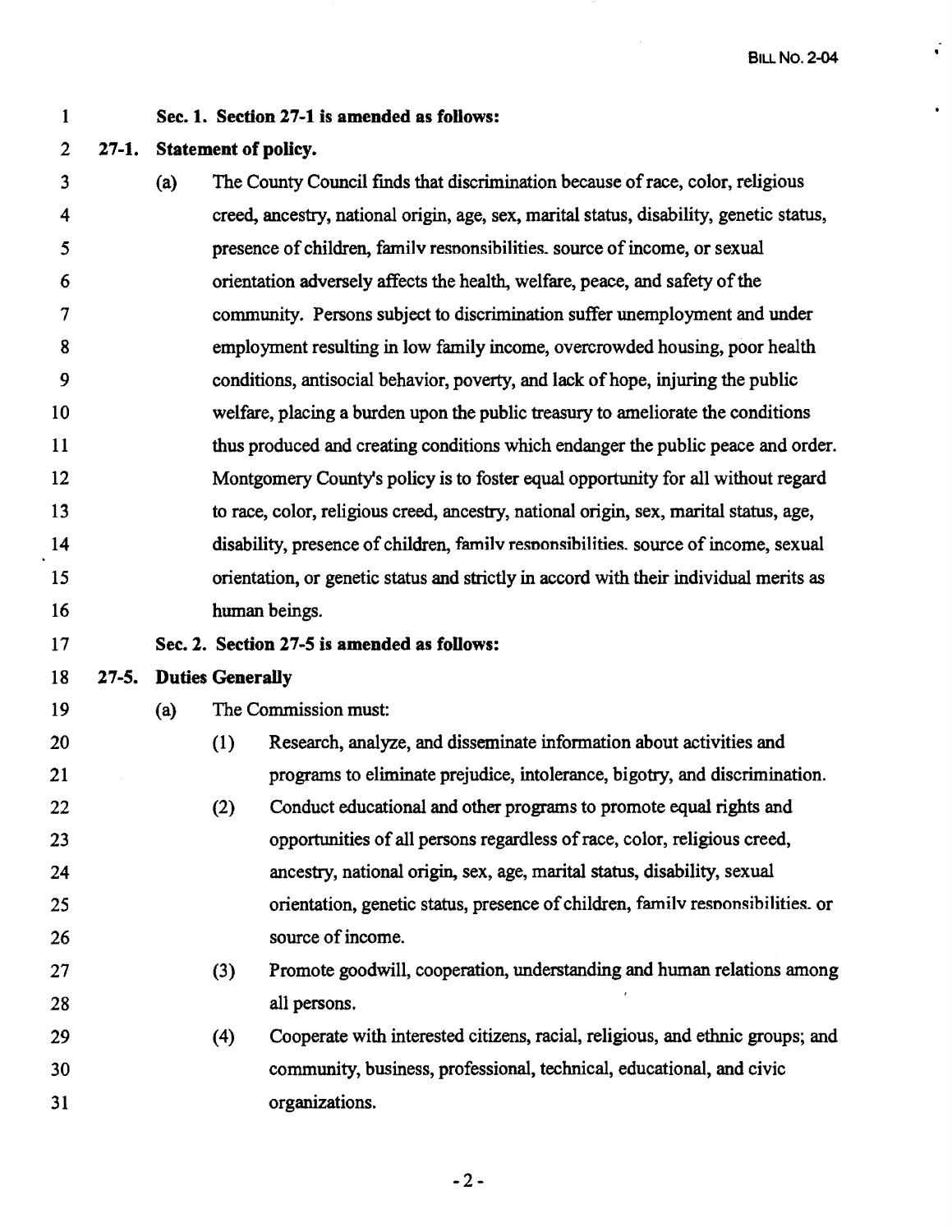**Sec. 1. Section 27-1 is amended as follows:**

**27-1. Statement of policy.**

(a) The County Council finds that discrimination because of race, color, religious creed, ancestry, national origin, age, sex, marital status, disability, genetic status, presence of children, family responsibilities, source of income, or sexual orientation adversely affects the health, welfare, peace, and safety of the community. Persons subject to discrimination suffer unemployment and under employment resulting in low family income, overcrowded housing, poor health conditions, antisocial behavior, poverty, and lack of hope, injuring the public welfare, placing a burden upon the public treasury to ameliorate the conditions thus produced and creating conditions which endanger the public peace and order. Montgomery County's policy is to foster equal opportunity for all without regard to race, color, religious creed, ancestry, national origin, sex, marital status, age, disability, presence of children, family responsibilities, source of income, sexual orientation, or genetic status and strictly in accord with their individual merits as human beings.

**Sec. 2. Section 27-5 is amended as follows:**

**27-5. Duties Generally**

(a) The Commission must:

(1) Research, analyze, and disseminate information about activities and programs to eliminate prejudice, intolerance, bigotry, and discrimination.

(2) Conduct educational and other programs to promote equal rights and opportunities of all persons regardless of race, color, religious creed, ancestry, national origin, sex, age, marital status, disability, sexual orientation, genetic status, presence of children, family responsibilities, or source of income.

(3) Promote goodwill, cooperation, understanding and human relations among all persons.

(4) Cooperate with interested citizens, racial, religious, and ethnic groups; and community, business, professional, technical, educational, and civic organizations.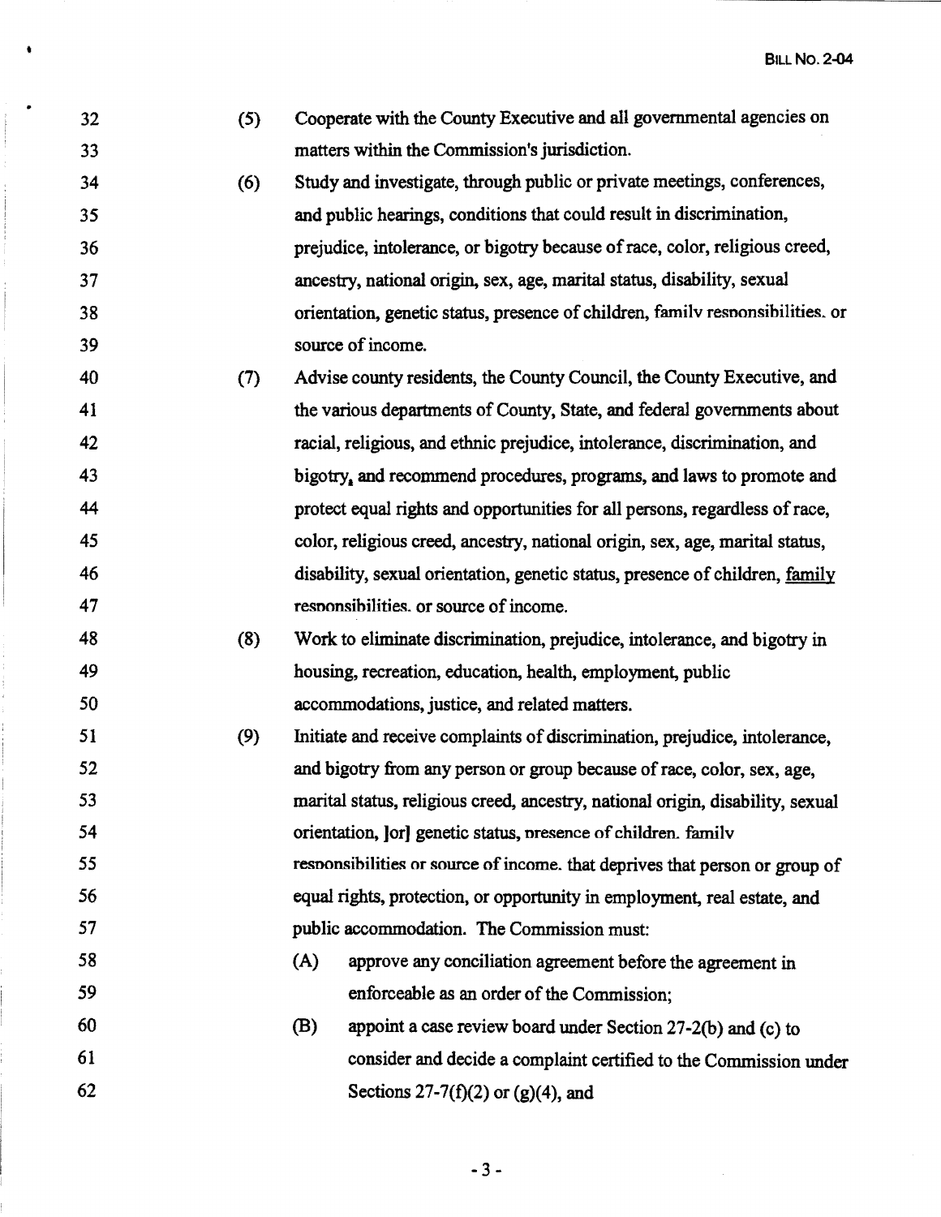(5) Cooperate with the County Executive and all governmental agencies on matters within the Commission's jurisdiction.

(6) Study and investigate, through public or private meetings, conferences, and public hearings, conditions that could result in discrimination, prejudice, intolerance, or bigotry because of race, color, religious creed, ancestry, national origin, sex, age, marital status, disability, sexual orientation, genetic status, presence of children, family responsibilities, or source of income.

(7) Advise county residents, the County Council, the County Executive, and the various departments of County, State, and federal governments about racial, religious, and ethnic prejudice, intolerance, discrimination, and bigotry, and recommend procedures, programs, and laws to promote and protect equal rights and opportunities for all persons, regardless of race, color, religious creed, ancestry, national origin, sex, age, marital status, disability, sexual orientation, genetic status, presence of children, family responsibilities, or source of income.

(8) Work to eliminate discrimination, prejudice, intolerance, and bigotry in housing, recreation, education, health, employment, public accommodations, justice, and related matters.

(9) Initiate and receive complaints of discrimination, prejudice, intolerance, and bigotry from any person or group because of race, color, sex, age, marital status, religious creed, ancestry, national origin, disability, sexual orientation, [or] genetic status, presence of children, family responsibilities or source of income, that deprives that person or group of equal rights, protection, or opportunity in employment, real estate, and public accommodation. The Commission must:

   (A) approve any conciliation agreement before the agreement in enforceable as an order of the Commission;

   (B) appoint a case review board under Section 27-2(b) and (c) to consider and decide a complaint certified to the Commission under Sections 27-7(f)(2) or (g)(4), and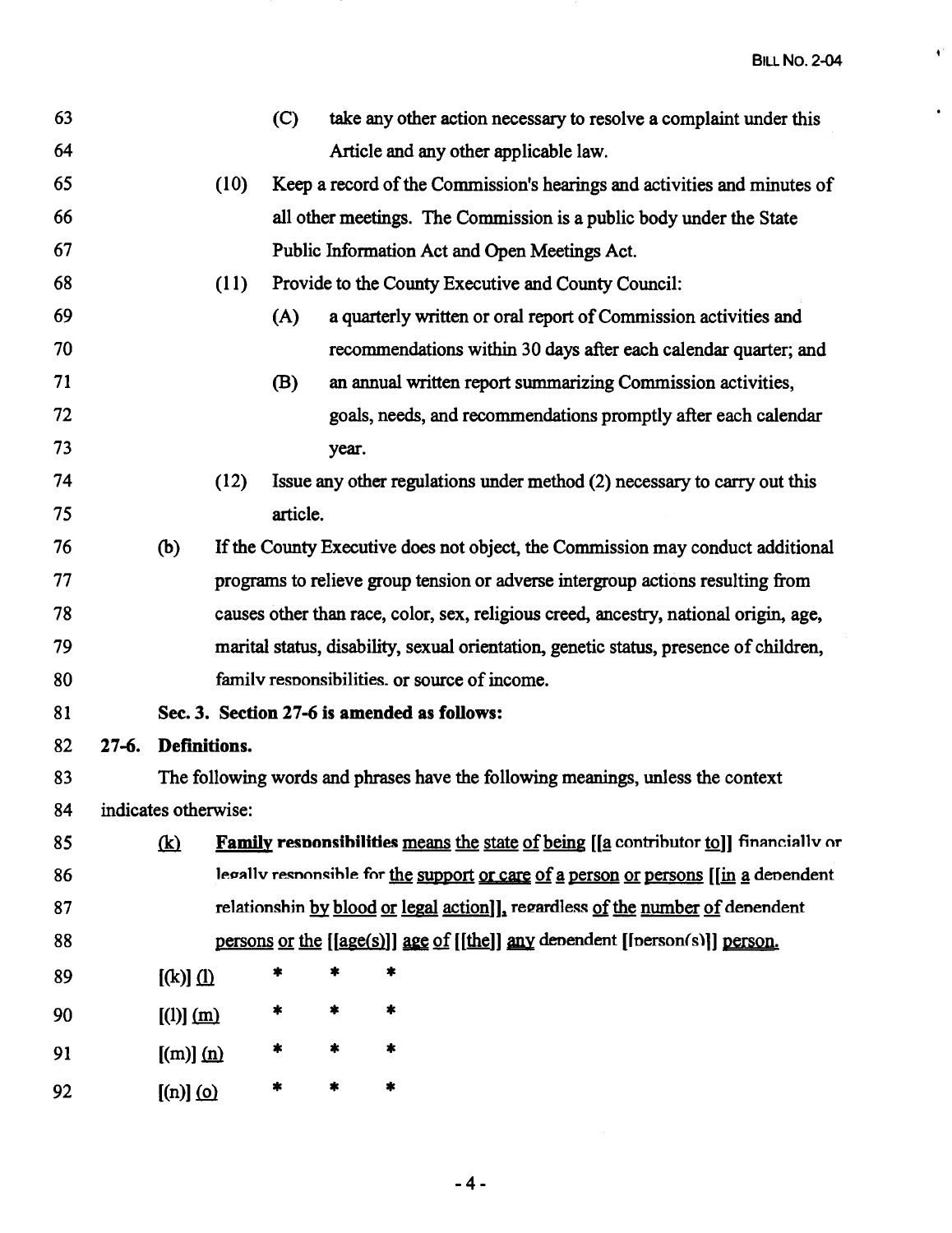63 (C) take any other action necessary to resolve a complaint under this
64 Article and any other applicable law.
65 (10) Keep a record of the Commission's hearings and activities and minutes of
66 all other meetings. The Commission is a public body under the State
67 Public Information Act and Open Meetings Act.
68 (11) Provide to the County Executive and County Council:
69 (A) a quarterly written or oral report of Commission activities and
70 recommendations within 30 days after each calendar quarter; and
71 (B) an annual written report summarizing Commission activities,
72 goals, needs, and recommendations promptly after each calendar
73 year.
74 (12) Issue any other regulations under method (2) necessary to carry out this
75 article.
76 (b) If the County Executive does not object, the Commission may conduct additional
77 programs to relieve group tension or adverse intergroup actions resulting from
78 causes other than race, color, sex, religious creed, ancestry, national origin, age,
79 marital status, disability, sexual orientation, genetic status, presence of children,
80 family responsibilities, or source of income.
81 **Sec. 3. Section 27-6 is amended as follows:**
82 **27-6. Definitions.**
83 The following words and phrases have the following meanings, unless the context
84 indicates otherwise:
85 (k) **Family responsibilities** means the state of being [[a contributor to]] financially or
86 legally responsible for the support or care of a person or persons [[in a dependent
87 relationship by blood or legal action]], regardless of the number of dependent
88 persons or the [[age(s)]] age of [[the]] any dependent [person(s)]] person.
89 [(k)] (l) * * *
90 [(l)] (m) * * *
91 [(m)] (n) * * *
92 [(n)] (o) * * *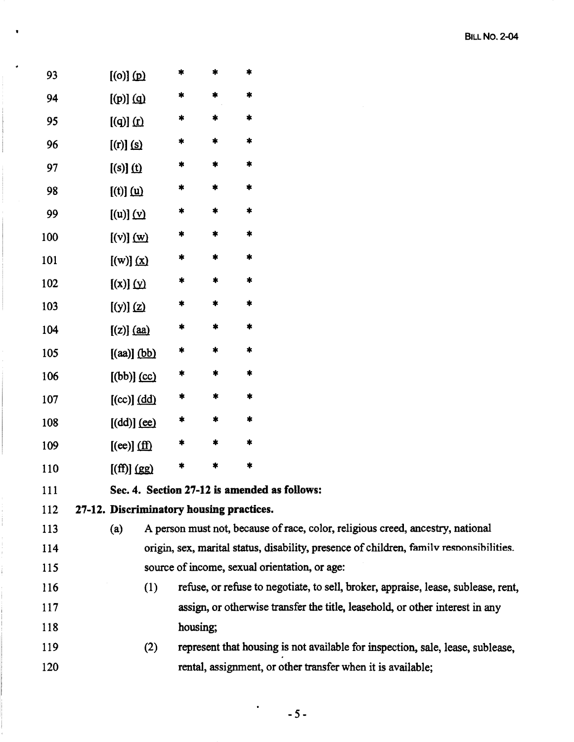93 [(o)] (p) * * *

94 [(p)] (q) * * *

95 [(q)] (r) * * *

96 [(r)] (s) * * *

97 [(s)] (t) * * *

98 [(t)] (u) * * *

99 [(u)] (v) * * *

100 [(v)] (w) * * *

101 [(w)] (x) * * *

102 [(x)] (y) * * *

103 [(y)] (z) * * *

104 [(z)] (aa) * * *

105 [(aa)] (bb) * * *

106 [(bb)] (cc) * * *

107 [(cc)] (dd) * * *

108 [(dd)] (ee) * * *

109 [(ee)] (ff) * * *

110 [(ff)] (gg) * * *

111 **Sec. 4. Section 27-12 is amended as follows:**

112 **27-12. Discriminatory housing practices.**

113 (a) A person must not, because of race, color, religious creed, ancestry, national

114 origin, sex, marital status, disability, presence of children, family responsibilities,

115 source of income, sexual orientation, or age:

116 (1) refuse, or refuse to negotiate, to sell, broker, appraise, lease, sublease, rent,

117 assign, or otherwise transfer the title, leasehold, or other interest in any

118 housing;

119 (2) represent that housing is not available for inspection, sale, lease, sublease,

120 rental, assignment, or other transfer when it is available;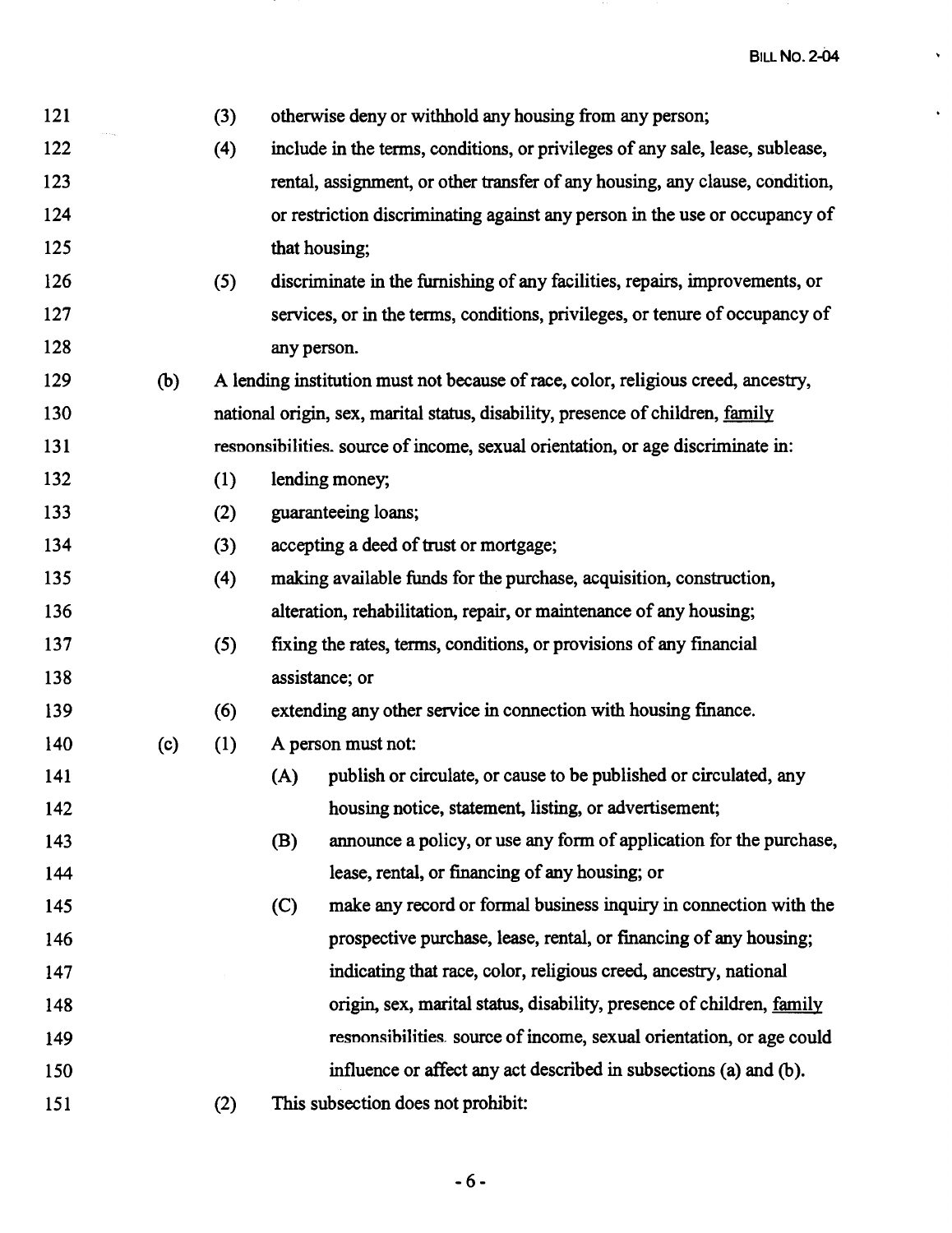(3) otherwise deny or withhold any housing from any person;

(4) include in the terms, conditions, or privileges of any sale, lease, sublease, rental, assignment, or other transfer of any housing, any clause, condition, or restriction discriminating against any person in the use or occupancy of that housing;

(5) discriminate in the furnishing of any facilities, repairs, improvements, or services, or in the terms, conditions, privileges, or tenure of occupancy of any person.

(b) A lending institution must not because of race, color, religious creed, ancestry, national origin, sex, marital status, disability, presence of children, <u>family responsibilities,</u> source of income, sexual orientation, or age discriminate in:

(1) lending money;

(2) guaranteeing loans;

(3) accepting a deed of trust or mortgage;

(4) making available funds for the purchase, acquisition, construction, alteration, rehabilitation, repair, or maintenance of any housing;

(5) fixing the rates, terms, conditions, or provisions of any financial assistance; or

(6) extending any other service in connection with housing finance.

(c) (1) A person must not:

(A) publish or circulate, or cause to be published or circulated, any housing notice, statement, listing, or advertisement;

(B) announce a policy, or use any form of application for the purchase, lease, rental, or financing of any housing; or

(C) make any record or formal business inquiry in connection with the prospective purchase, lease, rental, or financing of any housing;

indicating that race, color, religious creed, ancestry, national origin, sex, marital status, disability, presence of children, <u>family responsibilities,</u> source of income, sexual orientation, or age could influence or affect any act described in subsections (a) and (b).

(2) This subsection does not prohibit: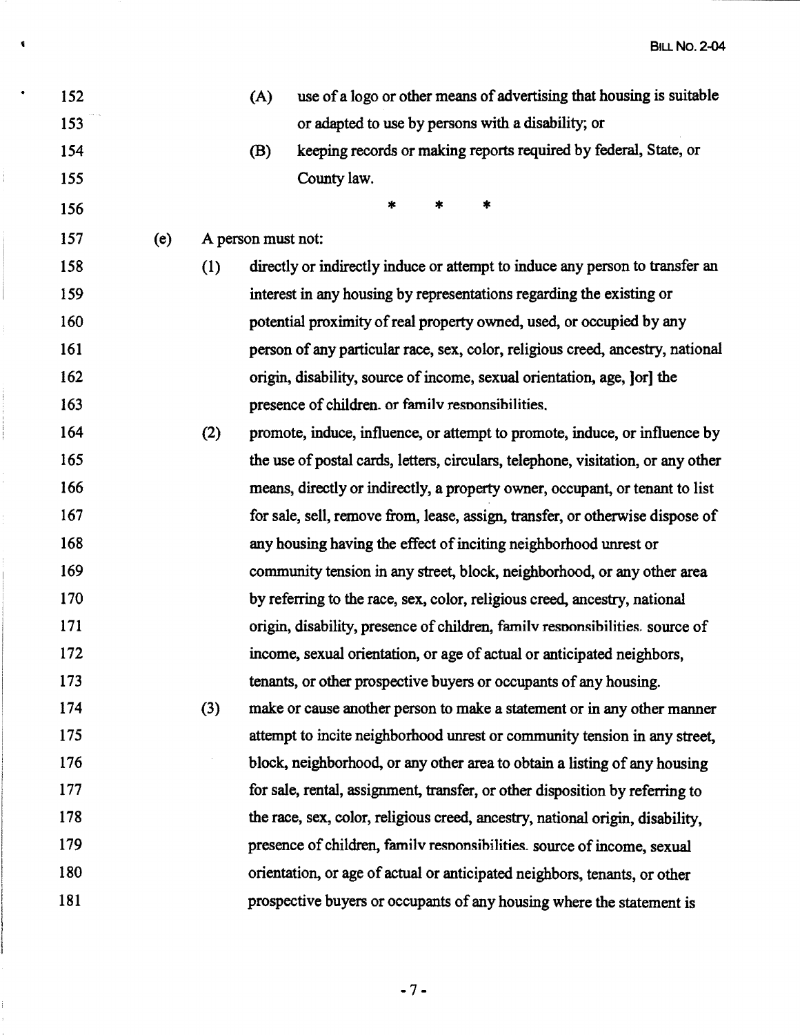152 (A) use of a logo or other means of advertising that housing is suitable
153 or adapted to use by persons with a disability; or
154 (B) keeping records or making reports required by federal, State, or
155 County law.
156 * * *
157 (e) A person must not:
158 (1) directly or indirectly induce or attempt to induce any person to transfer an
159 interest in any housing by representations regarding the existing or
160 potential proximity of real property owned, used, or occupied by any
161 person of any particular race, sex, color, religious creed, ancestry, national
162 origin, disability, source of income, sexual orientation, age, ]or] the
163 presence of children, or family responsibilities.
164 (2) promote, induce, influence, or attempt to promote, induce, or influence by
165 the use of postal cards, letters, circulars, telephone, visitation, or any other
166 means, directly or indirectly, a property owner, occupant, or tenant to list
167 for sale, sell, remove from, lease, assign, transfer, or otherwise dispose of
168 any housing having the effect of inciting neighborhood unrest or
169 community tension in any street, block, neighborhood, or any other area
170 by referring to the race, sex, color, religious creed, ancestry, national
171 origin, disability, presence of children, family responsibilities, source of
172 income, sexual orientation, or age of actual or anticipated neighbors,
173 tenants, or other prospective buyers or occupants of any housing.
174 (3) make or cause another person to make a statement or in any other manner
175 attempt to incite neighborhood unrest or community tension in any street,
176 block, neighborhood, or any other area to obtain a listing of any housing
177 for sale, rental, assignment, transfer, or other disposition by referring to
178 the race, sex, color, religious creed, ancestry, national origin, disability,
179 presence of children, family responsibilities, source of income, sexual
180 orientation, or age of actual or anticipated neighbors, tenants, or other
181 prospective buyers or occupants of any housing where the statement is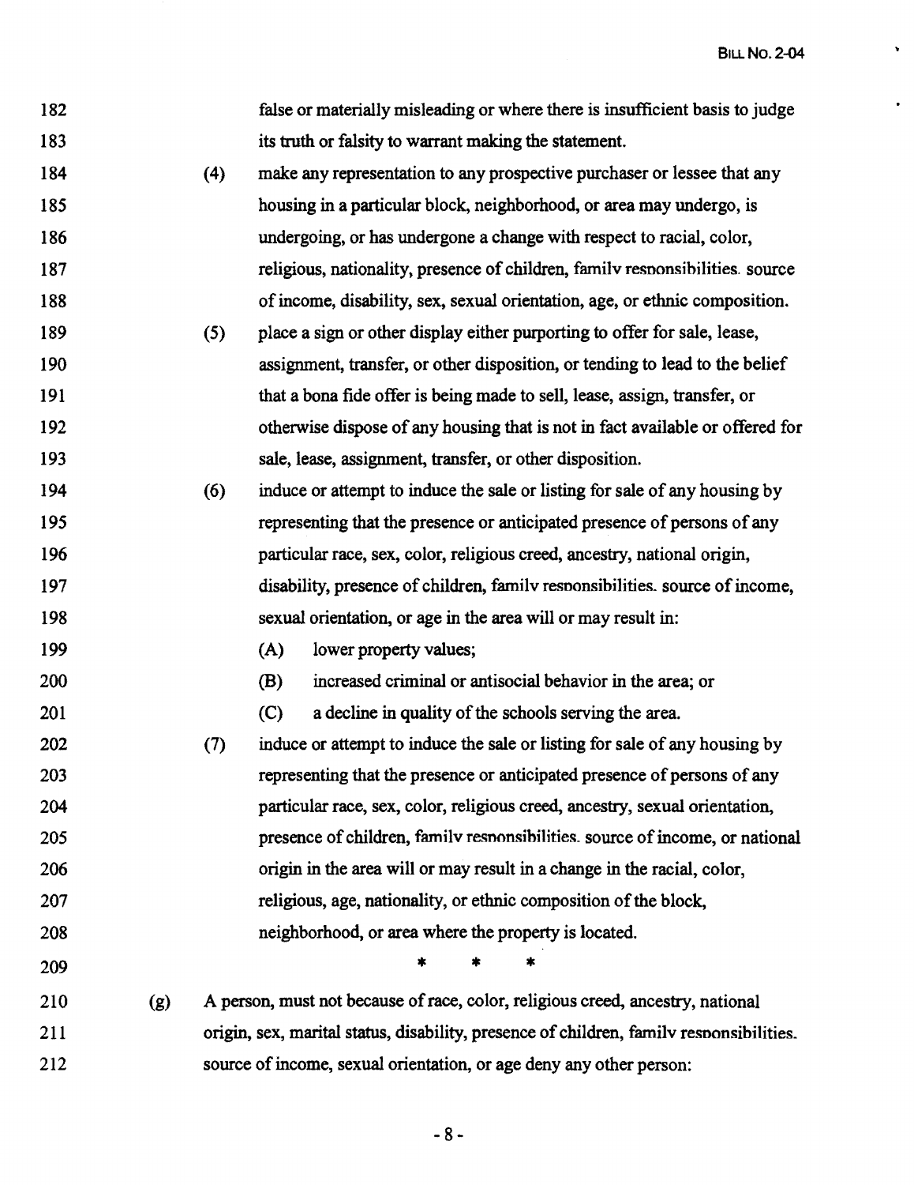false or materially misleading or where there is insufficient basis to judge its truth or falsity to warrant making the statement.

(4) make any representation to any prospective purchaser or lessee that any housing in a particular block, neighborhood, or area may undergo, is undergoing, or has undergone a change with respect to racial, color, religious, nationality, presence of children, family responsibilities, source of income, disability, sex, sexual orientation, age, or ethnic composition.

(5) place a sign or other display either purporting to offer for sale, lease, assignment, transfer, or other disposition, or tending to lead to the belief that a bona fide offer is being made to sell, lease, assign, transfer, or otherwise dispose of any housing that is not in fact available or offered for sale, lease, assignment, transfer, or other disposition.

(6) induce or attempt to induce the sale or listing for sale of any housing by representing that the presence or anticipated presence of persons of any particular race, sex, color, religious creed, ancestry, national origin, disability, presence of children, family responsibilities, source of income, sexual orientation, or age in the area will or may result in:

(A) lower property values;

(B) increased criminal or antisocial behavior in the area; or

(C) a decline in quality of the schools serving the area.

(7) induce or attempt to induce the sale or listing for sale of any housing by representing that the presence or anticipated presence of persons of any particular race, sex, color, religious creed, ancestry, sexual orientation, presence of children, family responsibilities, source of income, or national origin in the area will or may result in a change in the racial, color, religious, age, nationality, or ethnic composition of the block, neighborhood, or area where the property is located.

\* \* \*

(g) A person, must not because of race, color, religious creed, ancestry, national origin, sex, marital status, disability, presence of children, family responsibilities, source of income, sexual orientation, or age deny any other person: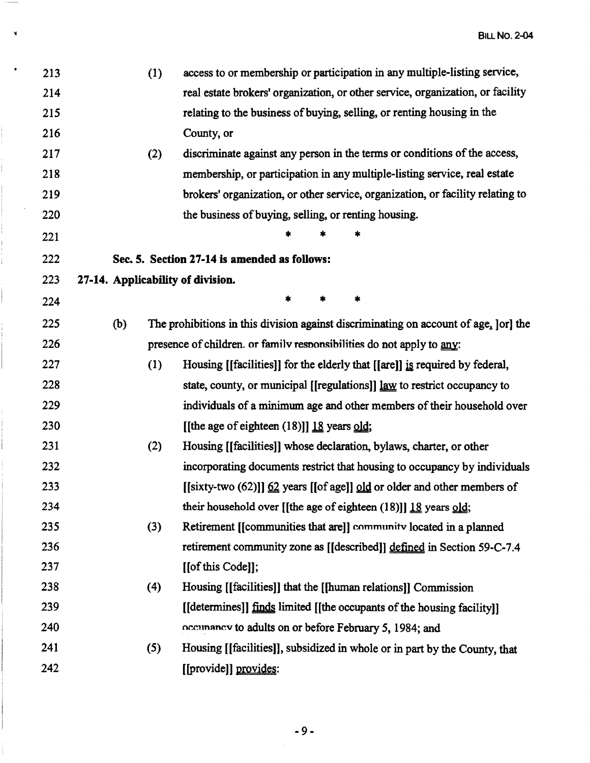213 (1) access to or membership or participation in any multiple-listing service,
214 real estate brokers' organization, or other service, organization, or facility
215 relating to the business of buying, selling, or renting housing in the
216 County, or

217 (2) discriminate against any person in the terms or conditions of the access,
218 membership, or participation in any multiple-listing service, real estate
219 brokers' organization, or other service, organization, or facility relating to
220 the business of buying, selling, or renting housing.

221 * * *

222 **Sec. 5. Section 27-14 is amended as follows:**

223 **27-14. Applicability of division.**

224 * * *

225 (b) The prohibitions in this division against discriminating on account of age, [or] the
226 presence of children, or family responsibilities do not apply to <u>any</u>:

227 (1) Housing [[facilities]] for the elderly that [[are]] <u>is</u> required by federal,
228 state, county, or municipal [[regulations]] <u>law</u> to restrict occupancy to
229 individuals of a minimum age and other members of their household over
230 [[the age of eighteen (18)]] <u>18</u> years <u>old</u>;

231 (2) Housing [[facilities]] whose declaration, bylaws, charter, or other
232 incorporating documents restrict that housing to occupancy by individuals
233 [[sixty-two (62)]] <u>62</u> years [[of age]] <u>old</u> or older and other members of
234 their household over [[the age of eighteen (18)]] <u>18</u> years <u>old</u>;

235 (3) Retirement [[communities that are]] community located in a planned
236 retirement community zone as [[described]] <u>defined</u> in Section 59-C-7.4
237 [[of this Code]];

238 (4) Housing [[facilities]] that the [[human relations]] Commission
239 [[determines]] <u>finds</u> limited [[the occupants of the housing facility]]
240 occupancy to adults on or before February 5, 1984; and

241 (5) Housing [[facilities]], subsidized in whole or in part by the County, that
242 [[provide]] <u>provides</u>: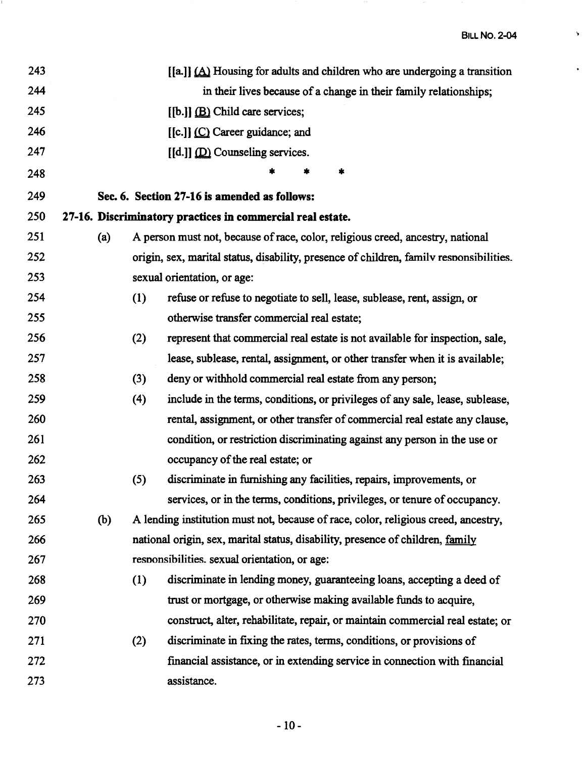243 [[a.]] (A) Housing for adults and children who are undergoing a transition

244 in their lives because of a change in their family relationships;

245 [[b.]] (B) Child care services;

246 [[c.]] (C) Career guidance; and

247 [[d.]] (D) Counseling services.

248 * * *

249 **Sec. 6. Section 27-16 is amended as follows:**

250 **27-16. Discriminatory practices in commercial real estate.**

251 (a) A person must not, because of race, color, religious creed, ancestry, national

252 origin, sex, marital status, disability, presence of children, family responsibilities,

253 sexual orientation, or age:

254 (1) refuse or refuse to negotiate to sell, lease, sublease, rent, assign, or

255 otherwise transfer commercial real estate;

256 (2) represent that commercial real estate is not available for inspection, sale,

257 lease, sublease, rental, assignment, or other transfer when it is available;

258 (3) deny or withhold commercial real estate from any person;

259 (4) include in the terms, conditions, or privileges of any sale, lease, sublease,

260 rental, assignment, or other transfer of commercial real estate any clause,

261 condition, or restriction discriminating against any person in the use or

262 occupancy of the real estate; or

263 (5) discriminate in furnishing any facilities, repairs, improvements, or

264 services, or in the terms, conditions, privileges, or tenure of occupancy.

265 (b) A lending institution must not, because of race, color, religious creed, ancestry,

266 national origin, sex, marital status, disability, presence of children, family

267 responsibilities, sexual orientation, or age:

268 (1) discriminate in lending money, guaranteeing loans, accepting a deed of

269 trust or mortgage, or otherwise making available funds to acquire,

270 construct, alter, rehabilitate, repair, or maintain commercial real estate; or

271 (2) discriminate in fixing the rates, terms, conditions, or provisions of

272 financial assistance, or in extending service in connection with financial

273 assistance.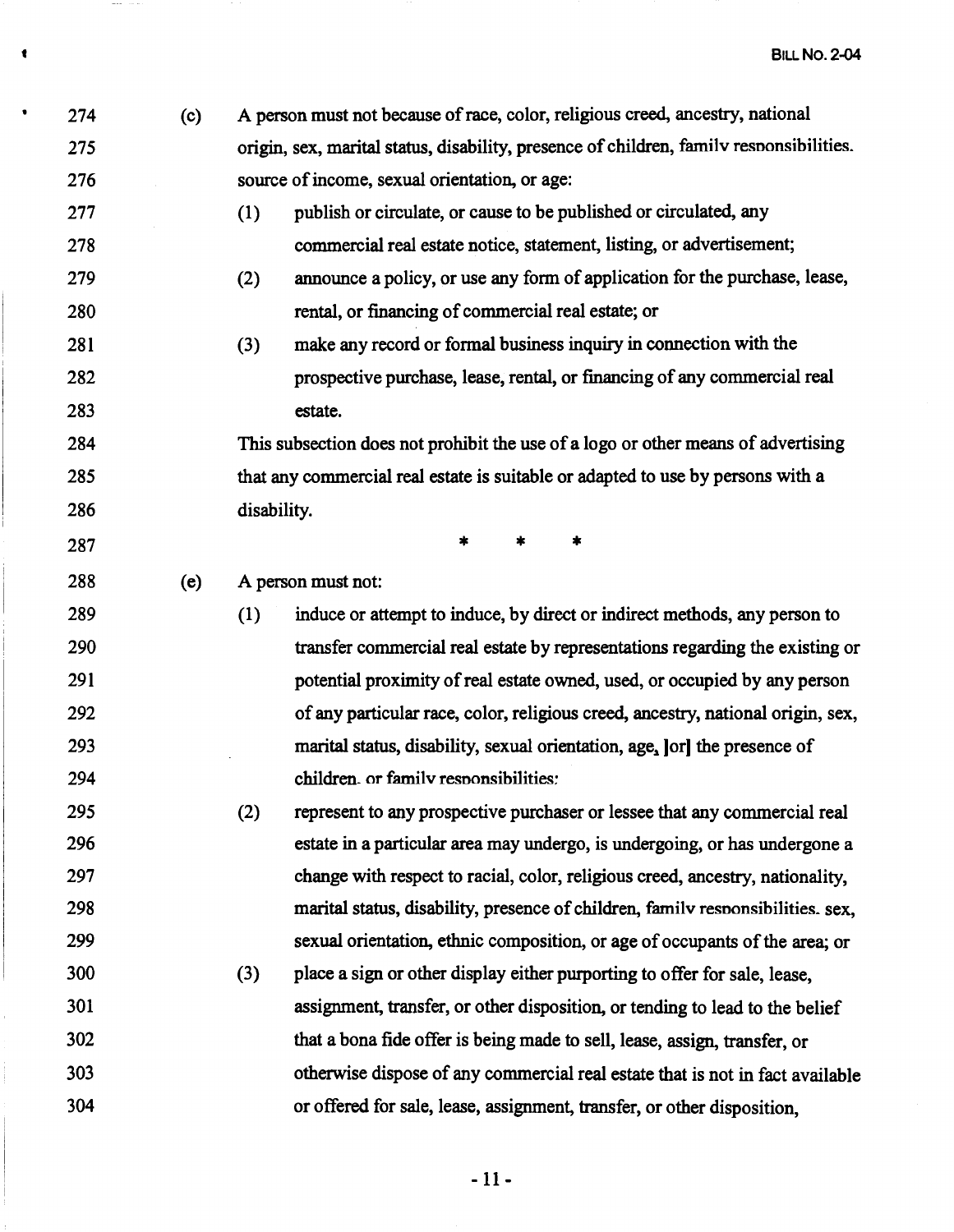274 (c) A person must not because of race, color, religious creed, ancestry, national
275 origin, sex, marital status, disability, presence of children, family responsibilities,
276 source of income, sexual orientation, or age:

277 (1) publish or circulate, or cause to be published or circulated, any
278 commercial real estate notice, statement, listing, or advertisement;

279 (2) announce a policy, or use any form of application for the purchase, lease,
280 rental, or financing of commercial real estate; or

281 (3) make any record or formal business inquiry in connection with the
282 prospective purchase, lease, rental, or financing of any commercial real
283 estate.

284 This subsection does not prohibit the use of a logo or other means of advertising
285 that any commercial real estate is suitable or adapted to use by persons with a
286 disability.

287 * * *

288 (e) A person must not:

289 (1) induce or attempt to induce, by direct or indirect methods, any person to
290 transfer commercial real estate by representations regarding the existing or
291 potential proximity of real estate owned, used, or occupied by any person
292 of any particular race, color, religious creed, ancestry, national origin, sex,
293 marital status, disability, sexual orientation, age, [or] the presence of
294 children, or family responsibilities;

295 (2) represent to any prospective purchaser or lessee that any commercial real
296 estate in a particular area may undergo, is undergoing, or has undergone a
297 change with respect to racial, color, religious creed, ancestry, nationality,
298 marital status, disability, presence of children, family responsibilities, sex,
299 sexual orientation, ethnic composition, or age of occupants of the area; or

300 (3) place a sign or other display either purporting to offer for sale, lease,
301 assignment, transfer, or other disposition, or tending to lead to the belief
302 that a bona fide offer is being made to sell, lease, assign, transfer, or
303 otherwise dispose of any commercial real estate that is not in fact available
304 or offered for sale, lease, assignment, transfer, or other disposition,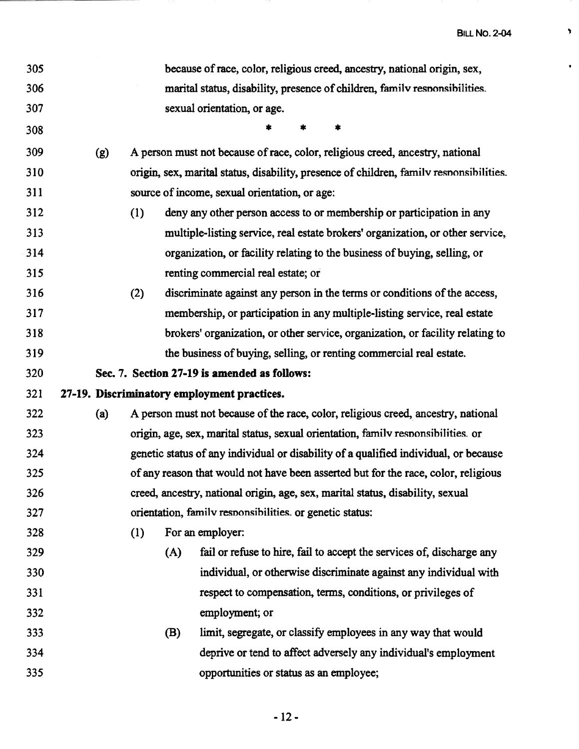305 because of race, color, religious creed, ancestry, national origin, sex,
306 marital status, disability, presence of children, family responsibilities,
307 sexual orientation, or age.

308 * * *

309 (g) A person must not because of race, color, religious creed, ancestry, national
310 origin, sex, marital status, disability, presence of children, family responsibilities,
311 source of income, sexual orientation, or age:

312 (1) deny any other person access to or membership or participation in any
313 multiple-listing service, real estate brokers' organization, or other service,
314 organization, or facility relating to the business of buying, selling, or
315 renting commercial real estate; or

316 (2) discriminate against any person in the terms or conditions of the access,
317 membership, or participation in any multiple-listing service, real estate
318 brokers' organization, or other service, organization, or facility relating to
319 the business of buying, selling, or renting commercial real estate.

320 **Sec. 7. Section 27-19 is amended as follows:**

321 **27-19. Discriminatory employment practices.**

322 (a) A person must not because of the race, color, religious creed, ancestry, national
323 origin, age, sex, marital status, sexual orientation, family responsibilities, or
324 genetic status of any individual or disability of a qualified individual, or because
325 of any reason that would not have been asserted but for the race, color, religious
326 creed, ancestry, national origin, age, sex, marital status, disability, sexual
327 orientation, family responsibilities, or genetic status:

328 (1) For an employer:

329 (A) fail or refuse to hire, fail to accept the services of, discharge any
330 individual, or otherwise discriminate against any individual with
331 respect to compensation, terms, conditions, or privileges of
332 employment; or

333 (B) limit, segregate, or classify employees in any way that would
334 deprive or tend to affect adversely any individual's employment
335 opportunities or status as an employee;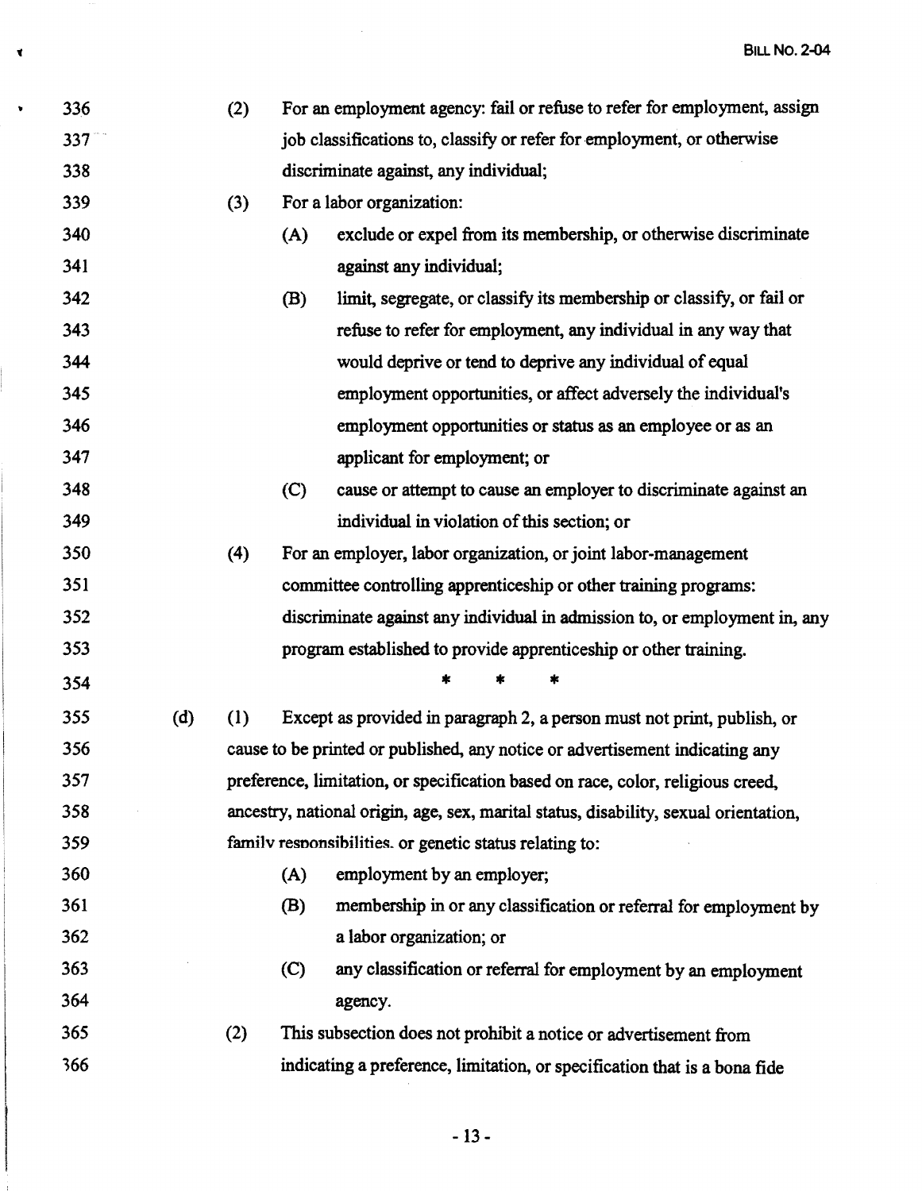(2) For an employment agency: fail or refuse to refer for employment, assign job classifications to, classify or refer for employment, or otherwise discriminate against, any individual;

(3) For a labor organization:

(A) exclude or expel from its membership, or otherwise discriminate against any individual;

(B) limit, segregate, or classify its membership or classify, or fail or refuse to refer for employment, any individual in any way that would deprive or tend to deprive any individual of equal employment opportunities, or affect adversely the individual's employment opportunities or status as an employee or as an applicant for employment; or

(C) cause or attempt to cause an employer to discriminate against an individual in violation of this section; or

(4) For an employer, labor organization, or joint labor-management committee controlling apprenticeship or other training programs: discriminate against any individual in admission to, or employment in, any program established to provide apprenticeship or other training.

\* \* \*

(d) (1) Except as provided in paragraph 2, a person must not print, publish, or cause to be printed or published, any notice or advertisement indicating any preference, limitation, or specification based on race, color, religious creed, ancestry, national origin, age, sex, marital status, disability, sexual orientation, family responsibilities, or genetic status relating to:

(A) employment by an employer;

(B) membership in or any classification or referral for employment by a labor organization; or

(C) any classification or referral for employment by an employment agency.

(2) This subsection does not prohibit a notice or advertisement from indicating a preference, limitation, or specification that is a bona fide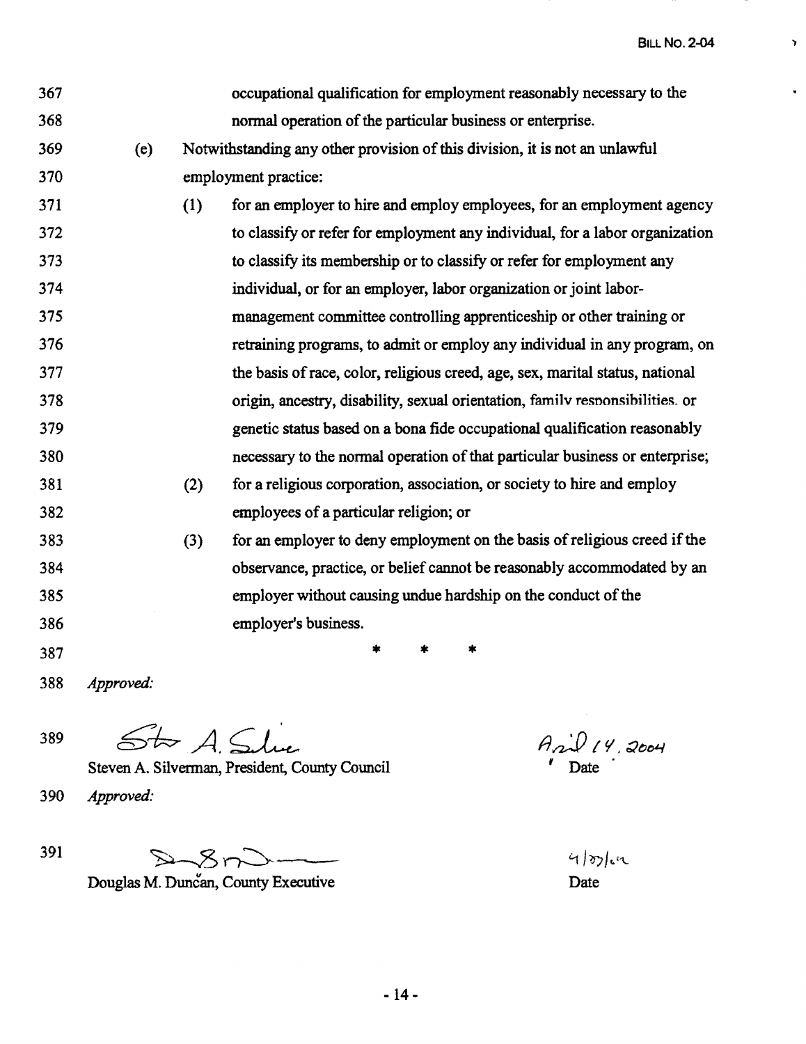367 occupational qualification for employment reasonably necessary to the
368 normal operation of the particular business or enterprise.

369 (e) Notwithstanding any other provision of this division, it is not an unlawful
370 employment practice:

371 (1) for an employer to hire and employ employees, for an employment agency
372 to classify or refer for employment any individual, for a labor organization
373 to classify its membership or to classify or refer for employment any
374 individual, or for an employer, labor organization or joint labor-
375 management committee controlling apprenticeship or other training or
376 retraining programs, to admit or employ any individual in any program, on
377 the basis of race, color, religious creed, age, sex, marital status, national
378 origin, ancestry, disability, sexual orientation, family responsibilities, or
379 genetic status based on a bona fide occupational qualification reasonably
380 necessary to the normal operation of that particular business or enterprise;

381 (2) for a religious corporation, association, or society to hire and employ
382 employees of a particular religion; or

383 (3) for an employer to deny employment on the basis of religious creed if the
384 observance, practice, or belief cannot be reasonably accommodated by an
385 employer without causing undue hardship on the conduct of the
386 employer's business.

387 * * *

388 *Approved:*

389 Steven A. Silverman, President, County Council — April 14, 2004 — Date

390 *Approved:*

391 Douglas M. Duncan, County Executive — 4/27/04 — Date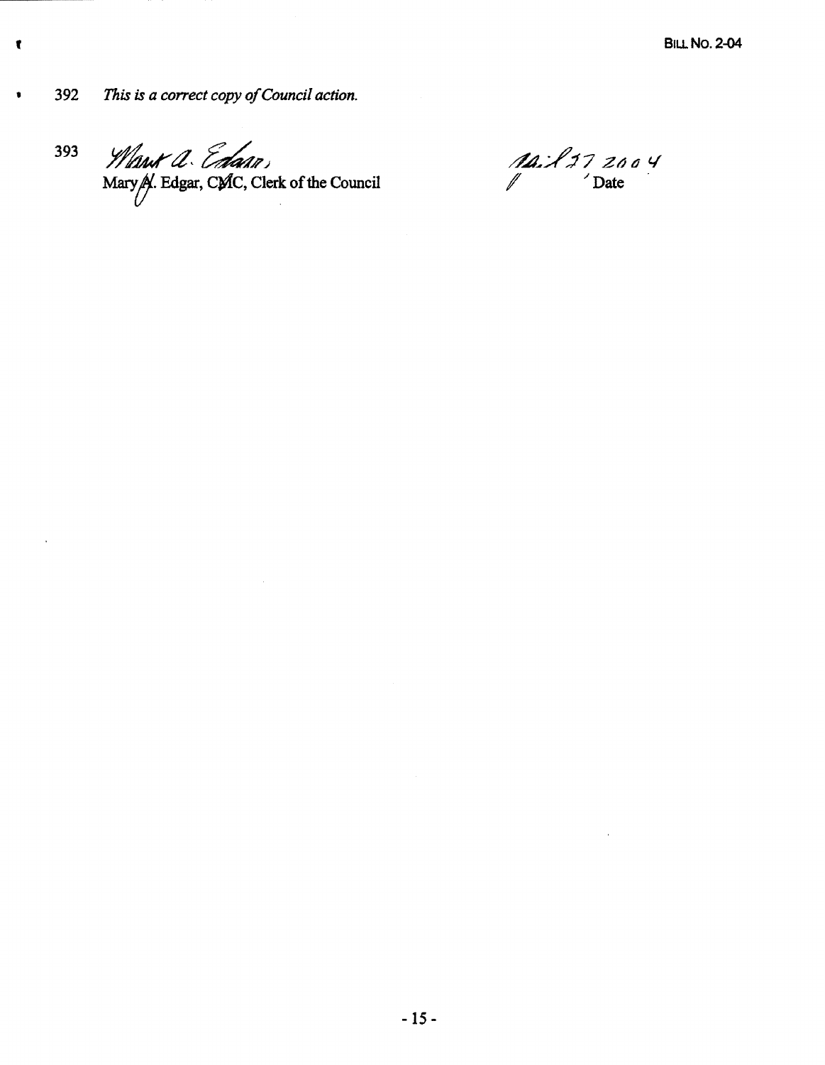392 *This is a correct copy of Council action.*

393 Mary A. Edgar, CMC, Clerk of the Council

April 27 2004
Date